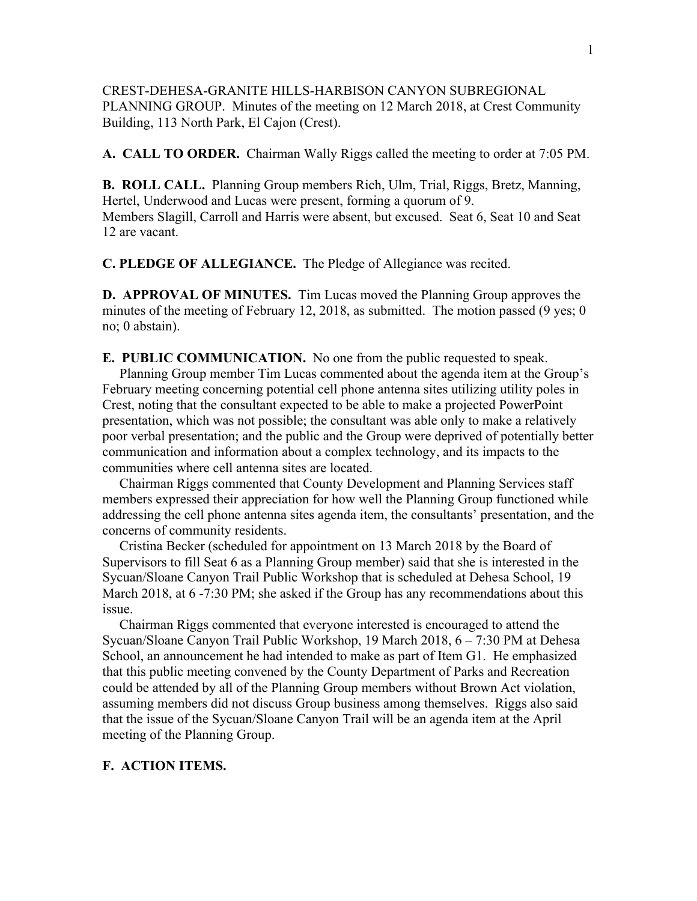CREST-DEHESA-GRANITE HILLS-HARBISON CANYON SUBREGIONAL PLANNING GROUP. Minutes of the meeting on 12 March 2018, at Crest Community Building, 113 North Park, El Cajon (Crest).

**A. CALL TO ORDER.** Chairman Wally Riggs called the meeting to order at 7:05 PM.

**B. ROLL CALL.** Planning Group members Rich, Ulm, Trial, Riggs, Bretz, Manning, Hertel, Underwood and Lucas were present, forming a quorum of 9.
Members Slagill, Carroll and Harris were absent, but excused. Seat 6, Seat 10 and Seat 12 are vacant.

**C. PLEDGE OF ALLEGIANCE.** The Pledge of Allegiance was recited.

**D. APPROVAL OF MINUTES.** Tim Lucas moved the Planning Group approves the minutes of the meeting of February 12, 2018, as submitted. The motion passed (9 yes; 0 no; 0 abstain).

**E. PUBLIC COMMUNICATION.** No one from the public requested to speak.

Planning Group member Tim Lucas commented about the agenda item at the Group's February meeting concerning potential cell phone antenna sites utilizing utility poles in Crest, noting that the consultant expected to be able to make a projected PowerPoint presentation, which was not possible; the consultant was able only to make a relatively poor verbal presentation; and the public and the Group were deprived of potentially better communication and information about a complex technology, and its impacts to the communities where cell antenna sites are located.

Chairman Riggs commented that County Development and Planning Services staff members expressed their appreciation for how well the Planning Group functioned while addressing the cell phone antenna sites agenda item, the consultants' presentation, and the concerns of community residents.

Cristina Becker (scheduled for appointment on 13 March 2018 by the Board of Supervisors to fill Seat 6 as a Planning Group member) said that she is interested in the Sycuan/Sloane Canyon Trail Public Workshop that is scheduled at Dehesa School, 19 March 2018, at 6 -7:30 PM; she asked if the Group has any recommendations about this issue.

Chairman Riggs commented that everyone interested is encouraged to attend the Sycuan/Sloane Canyon Trail Public Workshop, 19 March 2018, 6 – 7:30 PM at Dehesa School, an announcement he had intended to make as part of Item G1. He emphasized that this public meeting convened by the County Department of Parks and Recreation could be attended by all of the Planning Group members without Brown Act violation, assuming members did not discuss Group business among themselves. Riggs also said that the issue of the Sycuan/Sloane Canyon Trail will be an agenda item at the April meeting of the Planning Group.

**F. ACTION ITEMS.**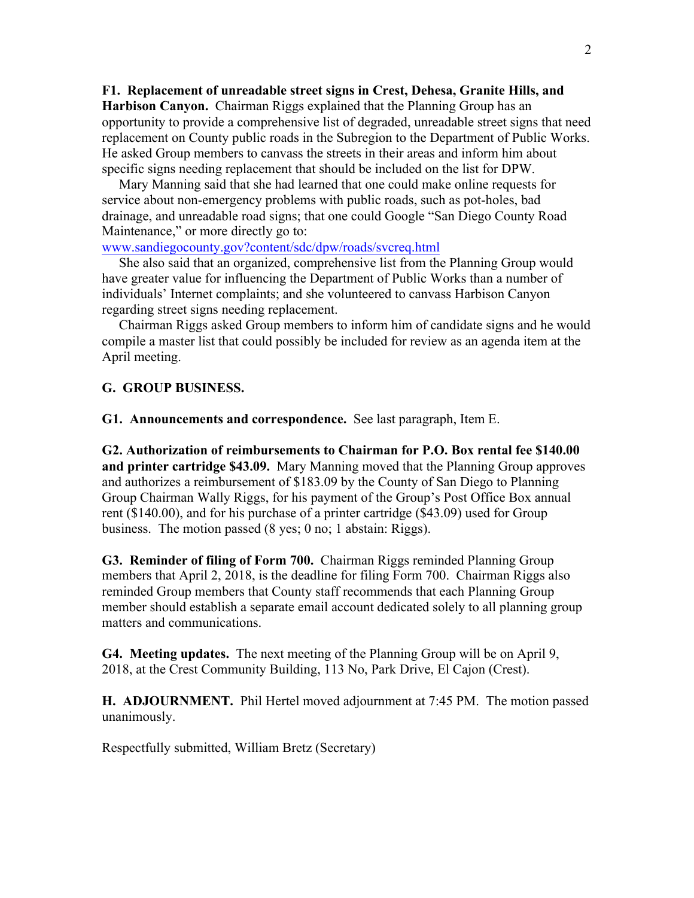**F1. Replacement of unreadable street signs in Crest, Dehesa, Granite Hills, and Harbison Canyon.** Chairman Riggs explained that the Planning Group has an opportunity to provide a comprehensive list of degraded, unreadable street signs that need replacement on County public roads in the Subregion to the Department of Public Works. He asked Group members to canvass the streets in their areas and inform him about specific signs needing replacement that should be included on the list for DPW.

Mary Manning said that she had learned that one could make online requests for service about non-emergency problems with public roads, such as pot-holes, bad drainage, and unreadable road signs; that one could Google "San Diego County Road Maintenance," or more directly go to:
www.sandiegocounty.gov?content/sdc/dpw/roads/svcreq.html

She also said that an organized, comprehensive list from the Planning Group would have greater value for influencing the Department of Public Works than a number of individuals' Internet complaints; and she volunteered to canvass Harbison Canyon regarding street signs needing replacement.

Chairman Riggs asked Group members to inform him of candidate signs and he would compile a master list that could possibly be included for review as an agenda item at the April meeting.

**G. GROUP BUSINESS.**

**G1. Announcements and correspondence.** See last paragraph, Item E.

**G2. Authorization of reimbursements to Chairman for P.O. Box rental fee $140.00 and printer cartridge $43.09.** Mary Manning moved that the Planning Group approves and authorizes a reimbursement of $183.09 by the County of San Diego to Planning Group Chairman Wally Riggs, for his payment of the Group's Post Office Box annual rent ($140.00), and for his purchase of a printer cartridge ($43.09) used for Group business. The motion passed (8 yes; 0 no; 1 abstain: Riggs).

**G3. Reminder of filing of Form 700.** Chairman Riggs reminded Planning Group members that April 2, 2018, is the deadline for filing Form 700. Chairman Riggs also reminded Group members that County staff recommends that each Planning Group member should establish a separate email account dedicated solely to all planning group matters and communications.

**G4. Meeting updates.** The next meeting of the Planning Group will be on April 9, 2018, at the Crest Community Building, 113 No, Park Drive, El Cajon (Crest).

**H. ADJOURNMENT.** Phil Hertel moved adjournment at 7:45 PM. The motion passed unanimously.

Respectfully submitted, William Bretz (Secretary)